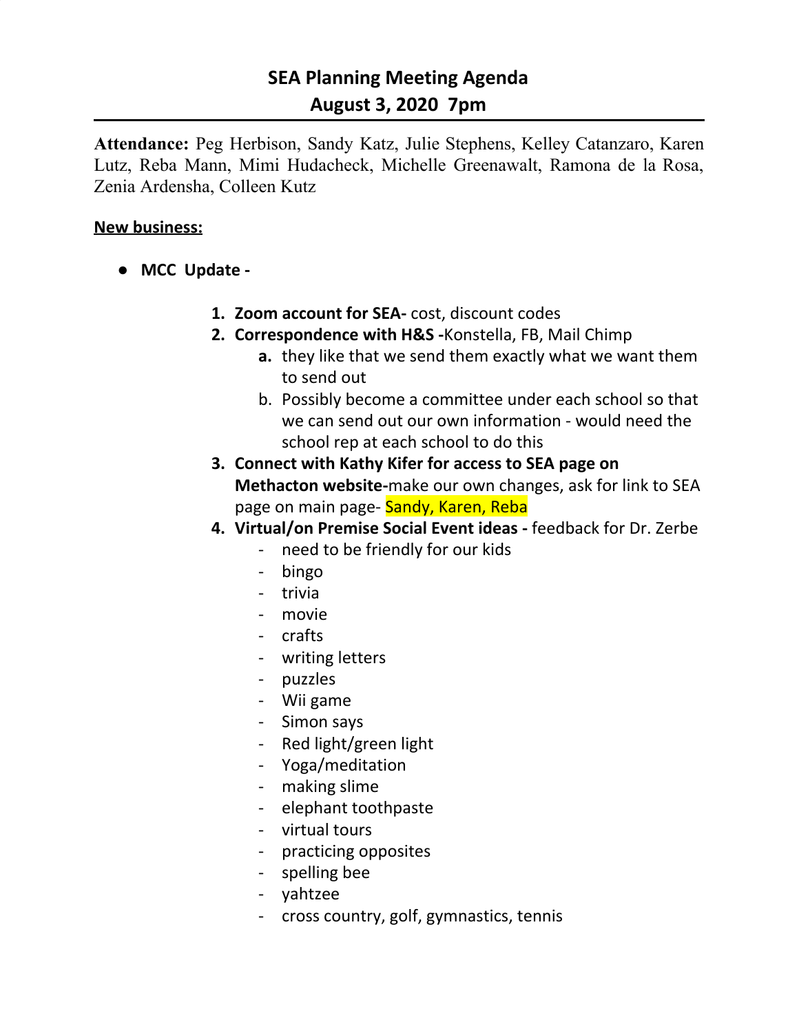# SEA Planning Meeting Agenda
## August 3, 2020 7pm

**Attendance:** Peg Herbison, Sandy Katz, Julie Stephens, Kelley Catanzaro, Karen Lutz, Reba Mann, Mimi Hudacheck, Michelle Greenawalt, Ramona de la Rosa, Zenia Ardensha, Colleen Kutz

**New business:**

- **MCC Update -**

  1. **Zoom account for SEA-** cost, discount codes
  2. **Correspondence with H&S -**Konstella, FB, Mail Chimp
     a. they like that we send them exactly what we want them to send out
     b. Possibly become a committee under each school so that we can send out our own information - would need the school rep at each school to do this
  3. **Connect with Kathy Kifer for access to SEA page on Methacton website-**make our own changes, ask for link to SEA page on main page- Sandy, Karen, Reba
  4. **Virtual/on Premise Social Event ideas -** feedback for Dr. Zerbe
     - need to be friendly for our kids
     - bingo
     - trivia
     - movie
     - crafts
     - writing letters
     - puzzles
     - Wii game
     - Simon says
     - Red light/green light
     - Yoga/meditation
     - making slime
     - elephant toothpaste
     - virtual tours
     - practicing opposites
     - spelling bee
     - yahtzee
     - cross country, golf, gymnastics, tennis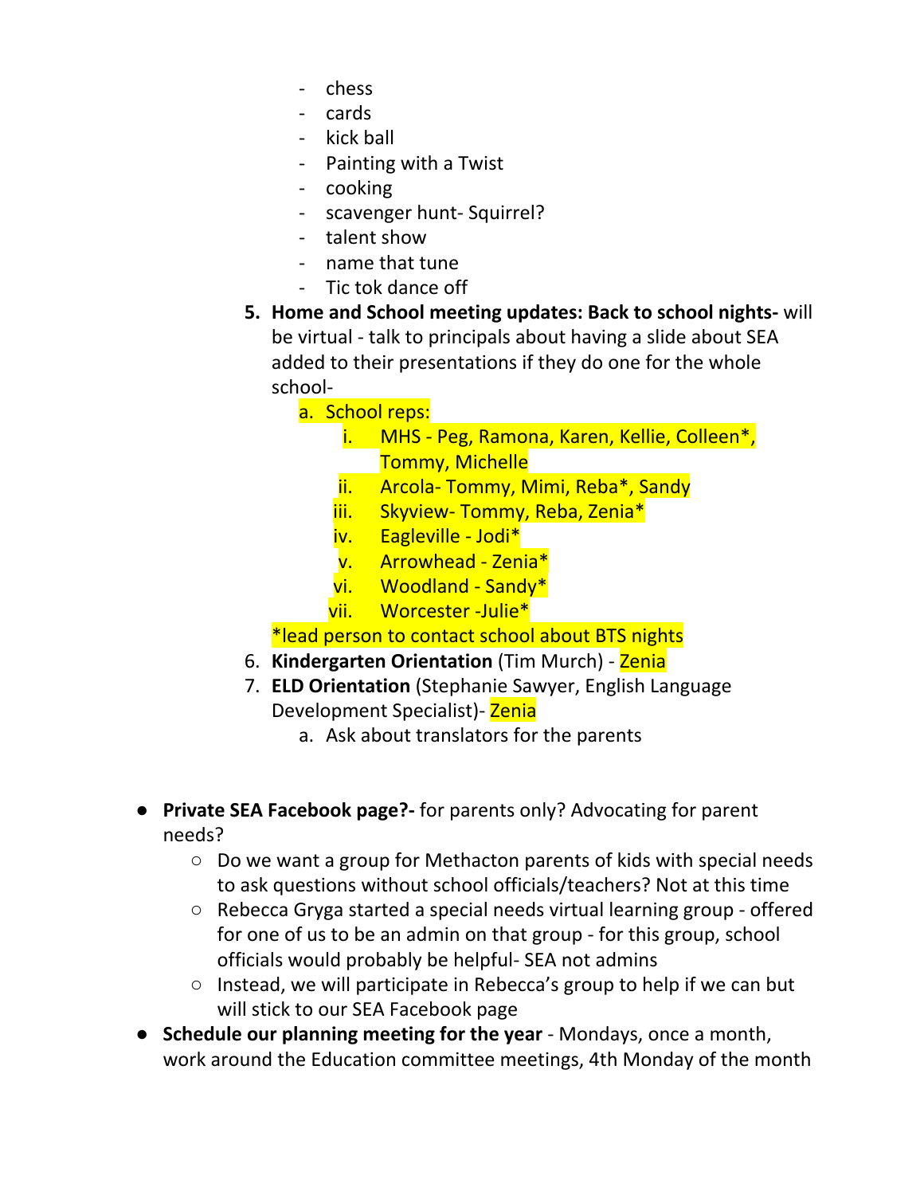- chess
- cards
- kick ball
- Painting with a Twist
- cooking
- scavenger hunt- Squirrel?
- talent show
- name that tune
- Tic tok dance off

5. **Home and School meeting updates: Back to school nights-** will be virtual - talk to principals about having a slide about SEA added to their presentations if they do one for the whole school-
   a. School reps:
      i. MHS - Peg, Ramona, Karen, Kellie, Colleen*, Tommy, Michelle
      ii. Arcola- Tommy, Mimi, Reba*, Sandy
      iii. Skyview- Tommy, Reba, Zenia*
      iv. Eagleville - Jodi*
      v. Arrowhead - Zenia*
      vi. Woodland - Sandy*
      vii. Worcester -Julie*

   *lead person to contact school about BTS nights
6. **Kindergarten Orientation** (Tim Murch) - Zenia
7. **ELD Orientation** (Stephanie Sawyer, English Language Development Specialist)- Zenia
   a. Ask about translators for the parents

- **Private SEA Facebook page?-** for parents only? Advocating for parent needs?
  - Do we want a group for Methacton parents of kids with special needs to ask questions without school officials/teachers? Not at this time
  - Rebecca Gryga started a special needs virtual learning group - offered for one of us to be an admin on that group - for this group, school officials would probably be helpful- SEA not admins
  - Instead, we will participate in Rebecca's group to help if we can but will stick to our SEA Facebook page
- **Schedule our planning meeting for the year** - Mondays, once a month, work around the Education committee meetings, 4th Monday of the month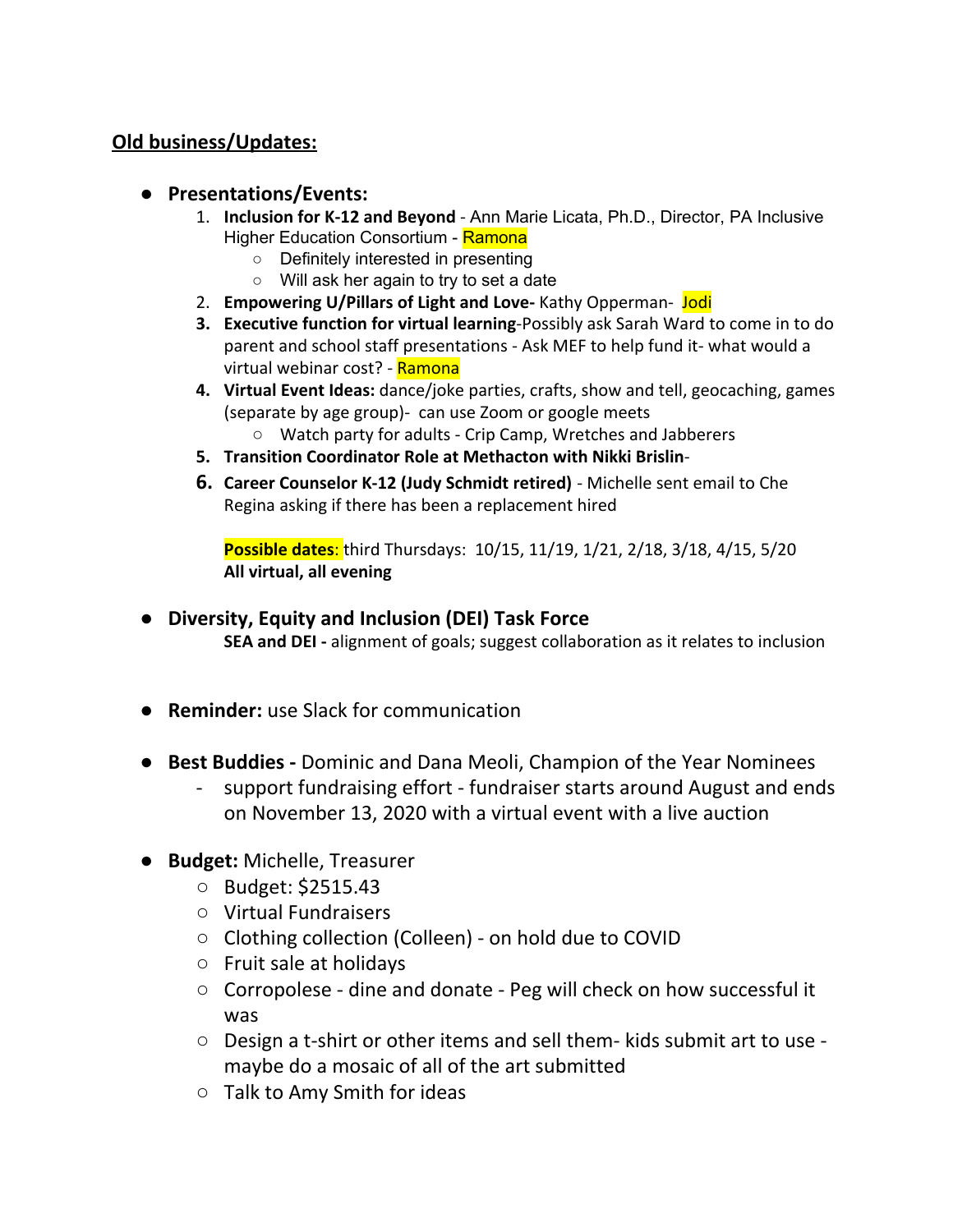## **Old business/Updates:**

- **Presentations/Events:**
  1. **Inclusion for K-12 and Beyond** - Ann Marie Licata, Ph.D., Director, PA Inclusive Higher Education Consortium - Ramona
     - Definitely interested in presenting
     - Will ask her again to try to set a date
  2. **Empowering U/Pillars of Light and Love-** Kathy Opperman- Jodi
  3. **Executive function for virtual learning**-Possibly ask Sarah Ward to come in to do parent and school staff presentations - Ask MEF to help fund it- what would a virtual webinar cost? - Ramona
  4. **Virtual Event Ideas:** dance/joke parties, crafts, show and tell, geocaching, games (separate by age group)- can use Zoom or google meets
     - Watch party for adults - Crip Camp, Wretches and Jabberers
  5. **Transition Coordinator Role at Methacton with Nikki Brislin**-
  6. **Career Counselor K-12 (Judy Schmidt retired)** - Michelle sent email to Che Regina asking if there has been a replacement hired

  **Possible dates**: third Thursdays: 10/15, 11/19, 1/21, 2/18, 3/18, 4/15, 5/20
  **All virtual, all evening**

- **Diversity, Equity and Inclusion (DEI) Task Force**
  **SEA and DEI -** alignment of goals; suggest collaboration as it relates to inclusion

- **Reminder:** use Slack for communication

- **Best Buddies -** Dominic and Dana Meoli, Champion of the Year Nominees
  - support fundraising effort - fundraiser starts around August and ends on November 13, 2020 with a virtual event with a live auction

- **Budget:** Michelle, Treasurer
  - Budget: $2515.43
  - Virtual Fundraisers
  - Clothing collection (Colleen) - on hold due to COVID
  - Fruit sale at holidays
  - Corropolese - dine and donate - Peg will check on how successful it was
  - Design a t-shirt or other items and sell them- kids submit art to use - maybe do a mosaic of all of the art submitted
  - Talk to Amy Smith for ideas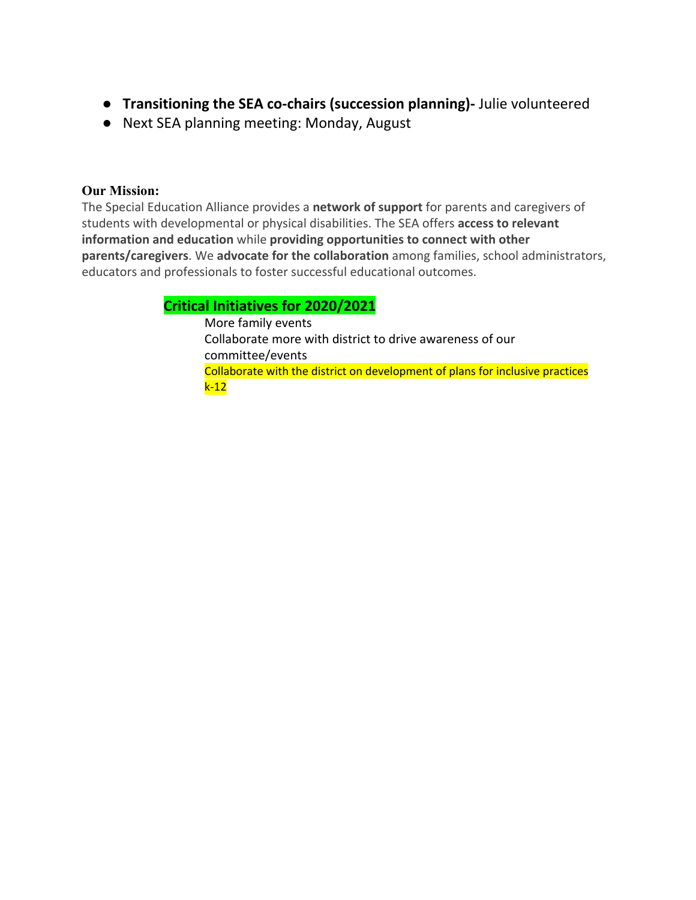- **Transitioning the SEA co-chairs (succession planning)-** Julie volunteered
- Next SEA planning meeting: Monday, August

**Our Mission:**

The Special Education Alliance provides a **network of support** for parents and caregivers of students with developmental or physical disabilities. The SEA offers **access to relevant information and education** while **providing opportunities to connect with other parents/caregivers**. We **advocate for the collaboration** among families, school administrators, educators and professionals to foster successful educational outcomes.

**Critical Initiatives for 2020/2021**

More family events

Collaborate more with district to drive awareness of our committee/events

Collaborate with the district on development of plans for inclusive practices k-12